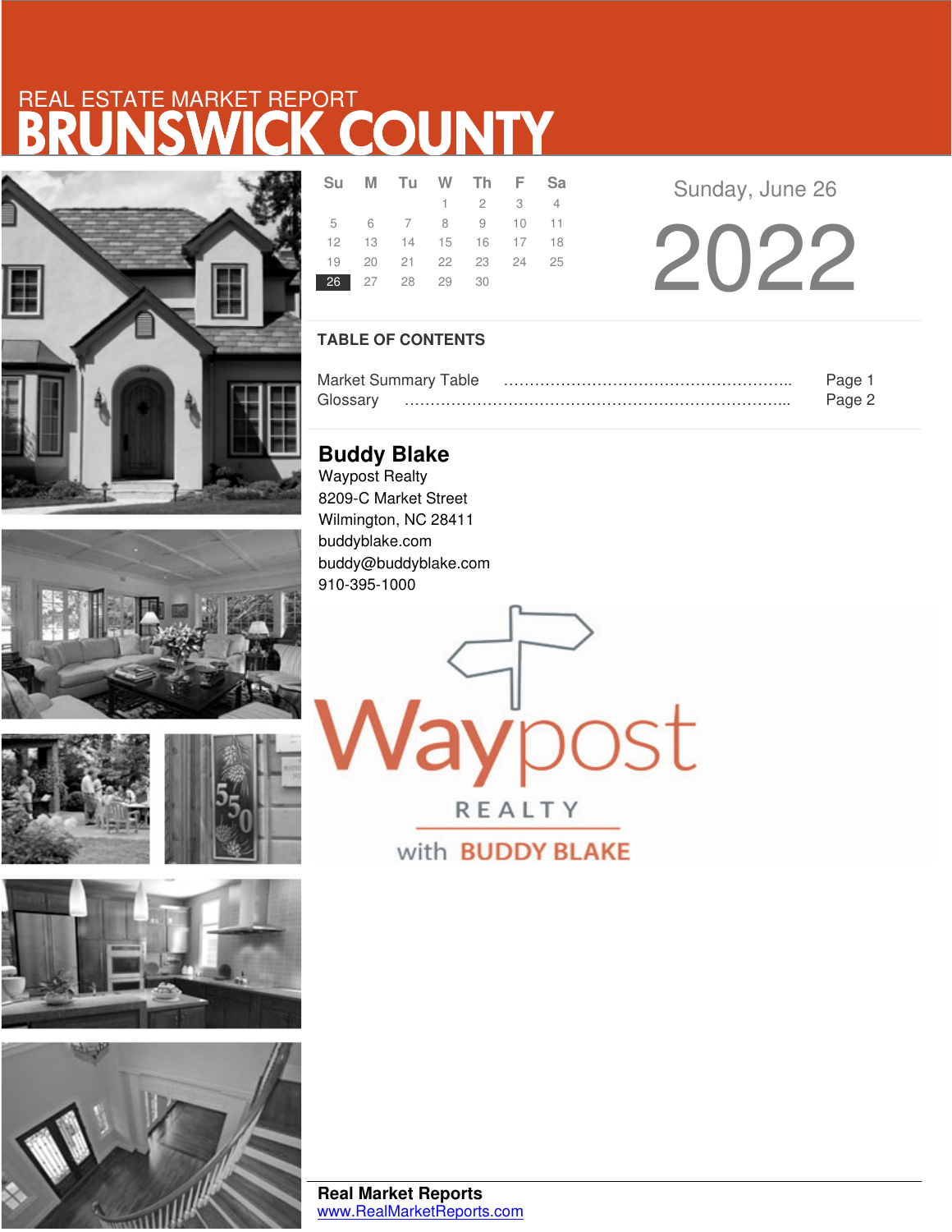REAL ESTATE MARKET REPORT

# BRUNSWICK COUNTY

| Su | M | Tu | W | Th | F | Sa |
|---|---|---|---|---|---|---|
| | | | 1 | 2 | 3 | 4 |
| 5 | 6 | 7 | 8 | 9 | 10 | 11 |
| 12 | 13 | 14 | 15 | 16 | 17 | 18 |
| 19 | 20 | 21 | 22 | 23 | 24 | 25 |
| 26 | 27 | 28 | 29 | 30 | | |

Sunday, June 26

2022

## TABLE OF CONTENTS

Market Summary Table ………………………………………………….. Page 1
Glossary ……………………………………………………………………... Page 2

**Buddy Blake**
Waypost Realty
8209-C Market Street
Wilmington, NC 28411
buddyblake.com
buddy@buddyblake.com
910-395-1000

Waypost REALTY with BUDDY BLAKE

**Real Market Reports**
www.RealMarketReports.com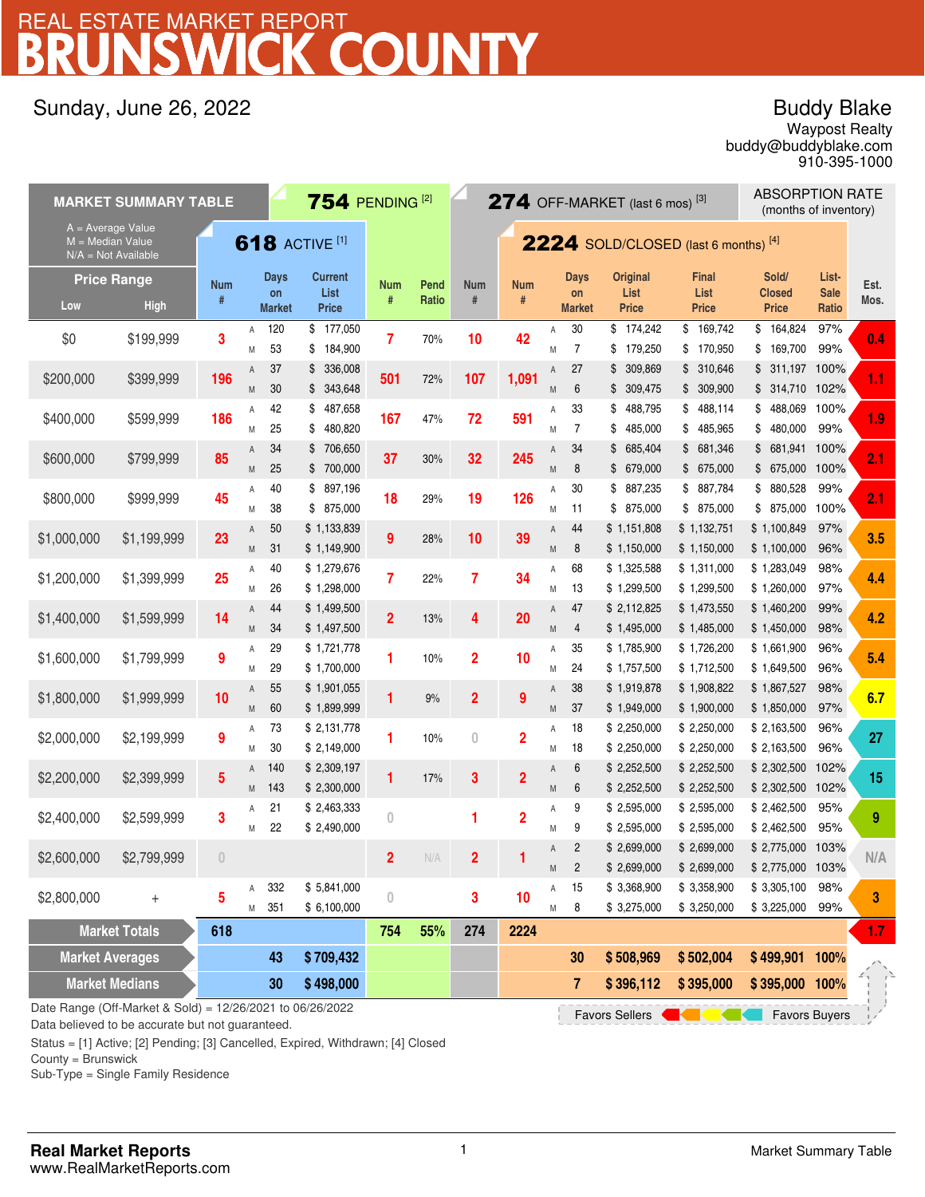# REAL ESTATE MARKET REPORT
# BRUNSWICK COUNTY

Sunday, June 26, 2022

**Buddy Blake**
Waypost Realty
buddy@buddyblake.com
910-395-1000

| MARKET SUMMARY TABLE | | | 618 ACTIVE [1] | | | 754 PENDING [2] | | 274 OFF-MARKET (last 6 mos) [3] | 2224 SOLD/CLOSED (last 6 months) [4] | | | | | | | ABSORPTION RATE (months of inventory) |
|---|---|---|---|---|---|---|---|---|---|---|---|---|---|---|---|---|
| A = Average Value; M = Median Value; N/A = Not Available | | | | | | | | | | | | | | | | |
| Price Range Low | Price Range High | | Num # | Days on Market | Current List Price | Num # | Pend Ratio | Num # | Num # | | Days on Market | Original List Price | Final List Price | Sold/Closed Price | List-Sale Ratio | Est. Mos. |
| $0 | $199,999 | A | 3 | 120 | $ 177,050 | 7 | 70% | 10 | 42 | A | 30 | $ 174,242 | $ 169,742 | $ 164,824 | 97% | 0.4 |
| | | M | | 53 | $ 184,900 | | | | | M | 7 | $ 179,250 | $ 170,950 | $ 169,700 | 99% | |
| $200,000 | $399,999 | A | 196 | 37 | $ 336,008 | 501 | 72% | 107 | 1,091 | A | 27 | $ 309,869 | $ 310,646 | $ 311,197 | 100% | 1.1 |
| | | M | | 30 | $ 343,648 | | | | | M | 6 | $ 309,475 | $ 309,900 | $ 314,710 | 102% | |
| $400,000 | $599,999 | A | 186 | 42 | $ 487,658 | 167 | 47% | 72 | 591 | A | 33 | $ 488,795 | $ 488,114 | $ 488,069 | 100% | 1.9 |
| | | M | | 25 | $ 480,820 | | | | | M | 7 | $ 485,000 | $ 485,965 | $ 480,000 | 99% | |
| $600,000 | $799,999 | A | 85 | 34 | $ 706,650 | 37 | 30% | 32 | 245 | A | 34 | $ 685,404 | $ 681,346 | $ 681,941 | 100% | 2.1 |
| | | M | | 25 | $ 700,000 | | | | | M | 8 | $ 679,000 | $ 675,000 | $ 675,000 | 100% | |
| $800,000 | $999,999 | A | 45 | 40 | $ 897,196 | 18 | 29% | 19 | 126 | A | 30 | $ 887,235 | $ 887,784 | $ 880,528 | 99% | 2.1 |
| | | M | | 38 | $ 875,000 | | | | | M | 11 | $ 875,000 | $ 875,000 | $ 875,000 | 100% | |
| $1,000,000 | $1,199,999 | A | 23 | 50 | $ 1,133,839 | 9 | 28% | 10 | 39 | A | 44 | $ 1,151,808 | $ 1,132,751 | $ 1,100,849 | 97% | 3.5 |
| | | M | | 31 | $ 1,149,900 | | | | | M | 8 | $ 1,150,000 | $ 1,150,000 | $ 1,100,000 | 96% | |
| $1,200,000 | $1,399,999 | A | 25 | 40 | $ 1,279,676 | 7 | 22% | 7 | 34 | A | 68 | $ 1,325,588 | $ 1,311,000 | $ 1,283,049 | 98% | 4.4 |
| | | M | | 26 | $ 1,298,000 | | | | | M | 13 | $ 1,299,500 | $ 1,299,500 | $ 1,260,000 | 97% | |
| $1,400,000 | $1,599,999 | A | 14 | 44 | $ 1,499,500 | 2 | 13% | 4 | 20 | A | 47 | $ 2,112,825 | $ 1,473,550 | $ 1,460,200 | 99% | 4.2 |
| | | M | | 34 | $ 1,497,500 | | | | | M | 4 | $ 1,495,000 | $ 1,485,000 | $ 1,450,000 | 98% | |
| $1,600,000 | $1,799,999 | A | 9 | 29 | $ 1,721,778 | 1 | 10% | 2 | 10 | A | 35 | $ 1,785,900 | $ 1,726,200 | $ 1,661,900 | 96% | 5.4 |
| | | M | | 29 | $ 1,700,000 | | | | | M | 24 | $ 1,757,500 | $ 1,712,500 | $ 1,649,500 | 96% | |
| $1,800,000 | $1,999,999 | A | 10 | 55 | $ 1,901,055 | 1 | 9% | 2 | 9 | A | 38 | $ 1,919,878 | $ 1,908,822 | $ 1,867,527 | 98% | 6.7 |
| | | M | | 60 | $ 1,899,999 | | | | | M | 37 | $ 1,949,000 | $ 1,900,000 | $ 1,850,000 | 97% | |
| $2,000,000 | $2,199,999 | A | 9 | 73 | $ 2,131,778 | 1 | 10% | 0 | 2 | A | 18 | $ 2,250,000 | $ 2,250,000 | $ 2,163,500 | 96% | 27 |
| | | M | | 30 | $ 2,149,000 | | | | | M | 18 | $ 2,250,000 | $ 2,250,000 | $ 2,163,500 | 96% | |
| $2,200,000 | $2,399,999 | A | 5 | 140 | $ 2,309,197 | 1 | 17% | 3 | 2 | A | 6 | $ 2,252,500 | $ 2,252,500 | $ 2,302,500 | 102% | 15 |
| | | M | | 143 | $ 2,300,000 | | | | | M | 6 | $ 2,252,500 | $ 2,252,500 | $ 2,302,500 | 102% | |
| $2,400,000 | $2,599,999 | A | 3 | 21 | $ 2,463,333 | 0 | | 1 | 2 | A | 9 | $ 2,595,000 | $ 2,595,000 | $ 2,462,500 | 95% | 9 |
| | | M | | 22 | $ 2,490,000 | | | | | M | 9 | $ 2,595,000 | $ 2,595,000 | $ 2,462,500 | 95% | |
| $2,600,000 | $2,799,999 | | 0 | | | 2 | N/A | 2 | 1 | A | 2 | $ 2,699,000 | $ 2,699,000 | $ 2,775,000 | 103% | N/A |
| | | | | | | | | | | M | 2 | $ 2,699,000 | $ 2,699,000 | $ 2,775,000 | 103% | |
| $2,800,000 | + | A | 5 | 332 | $ 5,841,000 | 0 | | 3 | 10 | A | 15 | $ 3,368,900 | $ 3,358,900 | $ 3,305,100 | 98% | 3 |
| | | M | | 351 | $ 6,100,000 | | | | | M | 8 | $ 3,275,000 | $ 3,250,000 | $ 3,225,000 | 99% | |
| Market Totals | | | 618 | | | 754 | 55% | 274 | 2224 | | | | | | | 1.7 |
| Market Averages | | | | 43 | $ 709,432 | | | | | | 30 | $ 508,969 | $ 502,004 | $ 499,901 | 100% | |
| Market Medians | | | | 30 | $ 498,000 | | | | | | 7 | $ 396,112 | $ 395,000 | $ 395,000 | 100% | |

Favors Sellers ← → Favors Buyers

Date Range (Off-Market & Sold) = 12/26/2021 to 06/26/2022
Data believed to be accurate but not guaranteed.

Status = [1] Active; [2] Pending; [3] Cancelled, Expired, Withdrawn; [4] Closed
County = Brunswick
Sub-Type = Single Family Residence

**Real Market Reports**
www.RealMarketReports.com

Market Summary Table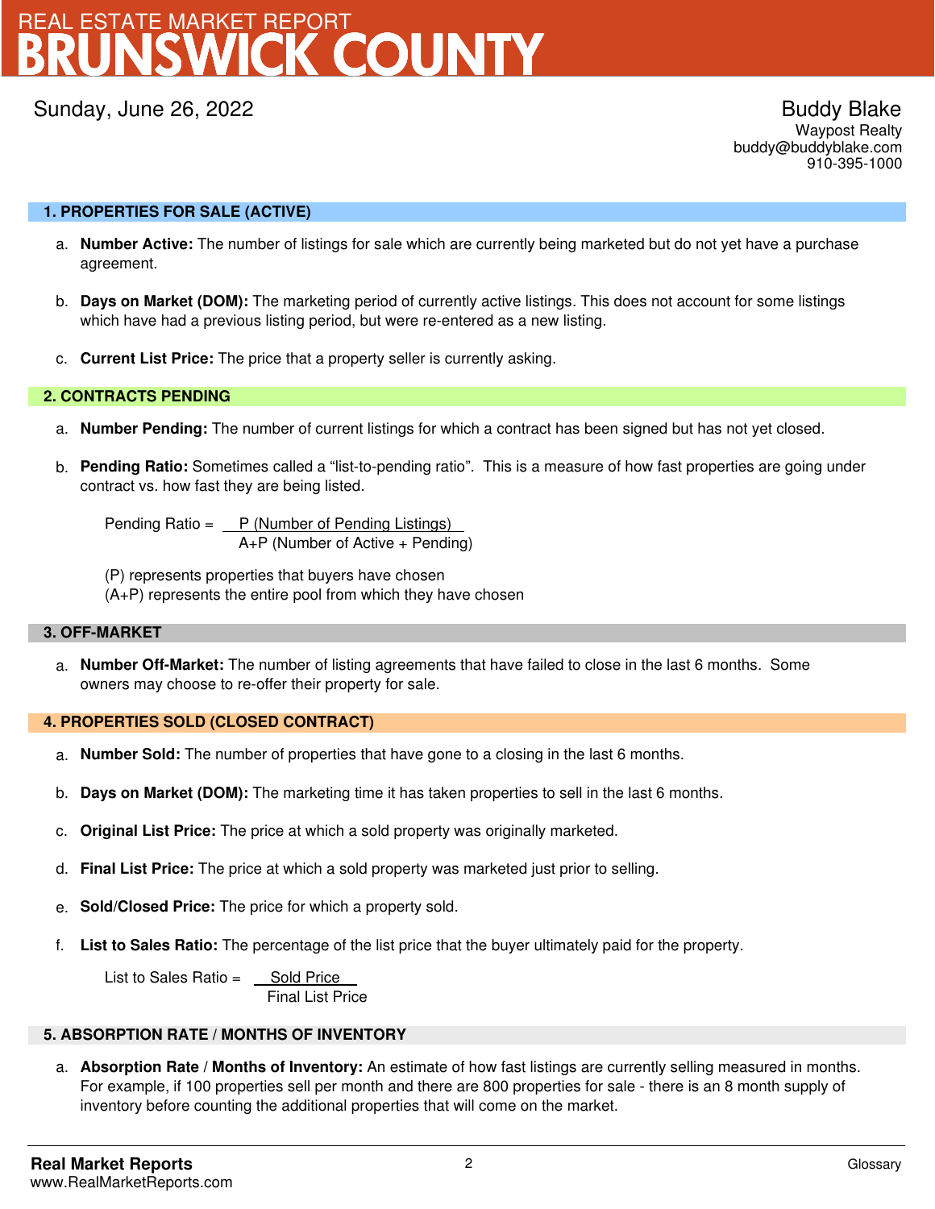# REAL ESTATE MARKET REPORT BRUNSWICK COUNTY

Sunday, June 26, 2022

**Buddy Blake**
Waypost Realty
buddy@buddyblake.com
910-395-1000

## 1. PROPERTIES FOR SALE (ACTIVE)

a. **Number Active:** The number of listings for sale which are currently being marketed but do not yet have a purchase agreement.

b. **Days on Market (DOM):** The marketing period of currently active listings. This does not account for some listings which have had a previous listing period, but were re-entered as a new listing.

c. **Current List Price:** The price that a property seller is currently asking.

## 2. CONTRACTS PENDING

a. **Number Pending:** The number of current listings for which a contract has been signed but has not yet closed.

b. **Pending Ratio:** Sometimes called a "list-to-pending ratio". This is a measure of how fast properties are going under contract vs. how fast they are being listed.

$$\text{Pending Ratio} = \frac{\text{P (Number of Pending Listings)}}{\text{A+P (Number of Active + Pending)}}$$

(P) represents properties that buyers have chosen
(A+P) represents the entire pool from which they have chosen

## 3. OFF-MARKET

a. **Number Off-Market:** The number of listing agreements that have failed to close in the last 6 months. Some owners may choose to re-offer their property for sale.

## 4. PROPERTIES SOLD (CLOSED CONTRACT)

a. **Number Sold:** The number of properties that have gone to a closing in the last 6 months.

b. **Days on Market (DOM):** The marketing time it has taken properties to sell in the last 6 months.

c. **Original List Price:** The price at which a sold property was originally marketed.

d. **Final List Price:** The price at which a sold property was marketed just prior to selling.

e. **Sold/Closed Price:** The price for which a property sold.

f. **List to Sales Ratio:** The percentage of the list price that the buyer ultimately paid for the property.

$$\text{List to Sales Ratio} = \frac{\text{Sold Price}}{\text{Final List Price}}$$

## 5. ABSORPTION RATE / MONTHS OF INVENTORY

a. **Absorption Rate / Months of Inventory:** An estimate of how fast listings are currently selling measured in months. For example, if 100 properties sell per month and there are 800 properties for sale - there is an 8 month supply of inventory before counting the additional properties that will come on the market.